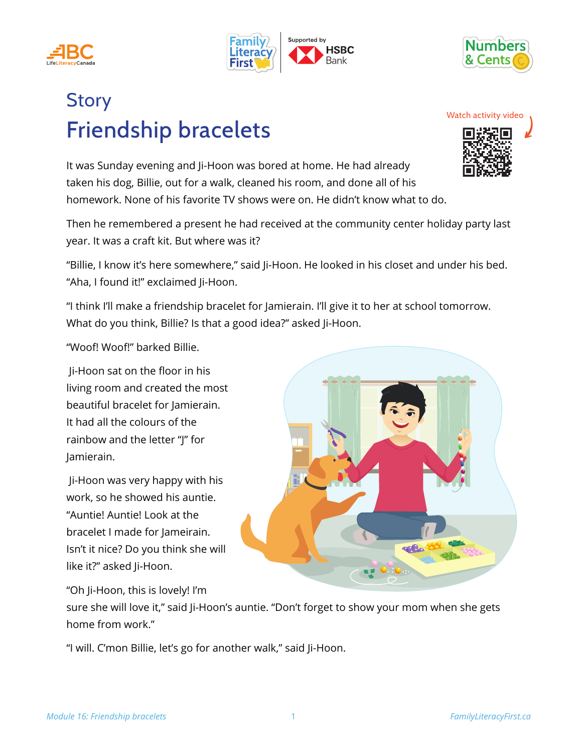# Story

## Friendship bracelets

Watch activity video

It was Sunday evening and Ji-Hoon was bored at home. He had already taken his dog, Billie, out for a walk, cleaned his room, and done all of his homework. None of his favorite TV shows were on. He didn't know what to do.

Then he remembered a present he had received at the community center holiday party last year. It was a craft kit. But where was it?

"Billie, I know it's here somewhere," said Ji-Hoon. He looked in his closet and under his bed. "Aha, I found it!" exclaimed Ji-Hoon.

"I think I'll make a friendship bracelet for Jamierain. I'll give it to her at school tomorrow. What do you think, Billie? Is that a good idea?" asked Ji-Hoon.

"Woof! Woof!" barked Billie.

Ji-Hoon sat on the floor in his living room and created the most beautiful bracelet for Jamierain. It had all the colours of the rainbow and the letter "J" for Jamierain.

Ji-Hoon was very happy with his work, so he showed his auntie. "Auntie! Auntie! Look at the bracelet I made for Jameirain. Isn't it nice? Do you think she will like it?" asked Ji-Hoon.

"Oh Ji-Hoon, this is lovely! I'm sure she will love it," said Ji-Hoon's auntie. "Don't forget to show your mom when she gets home from work."

"I will. C'mon Billie, let's go for another walk," said Ji-Hoon.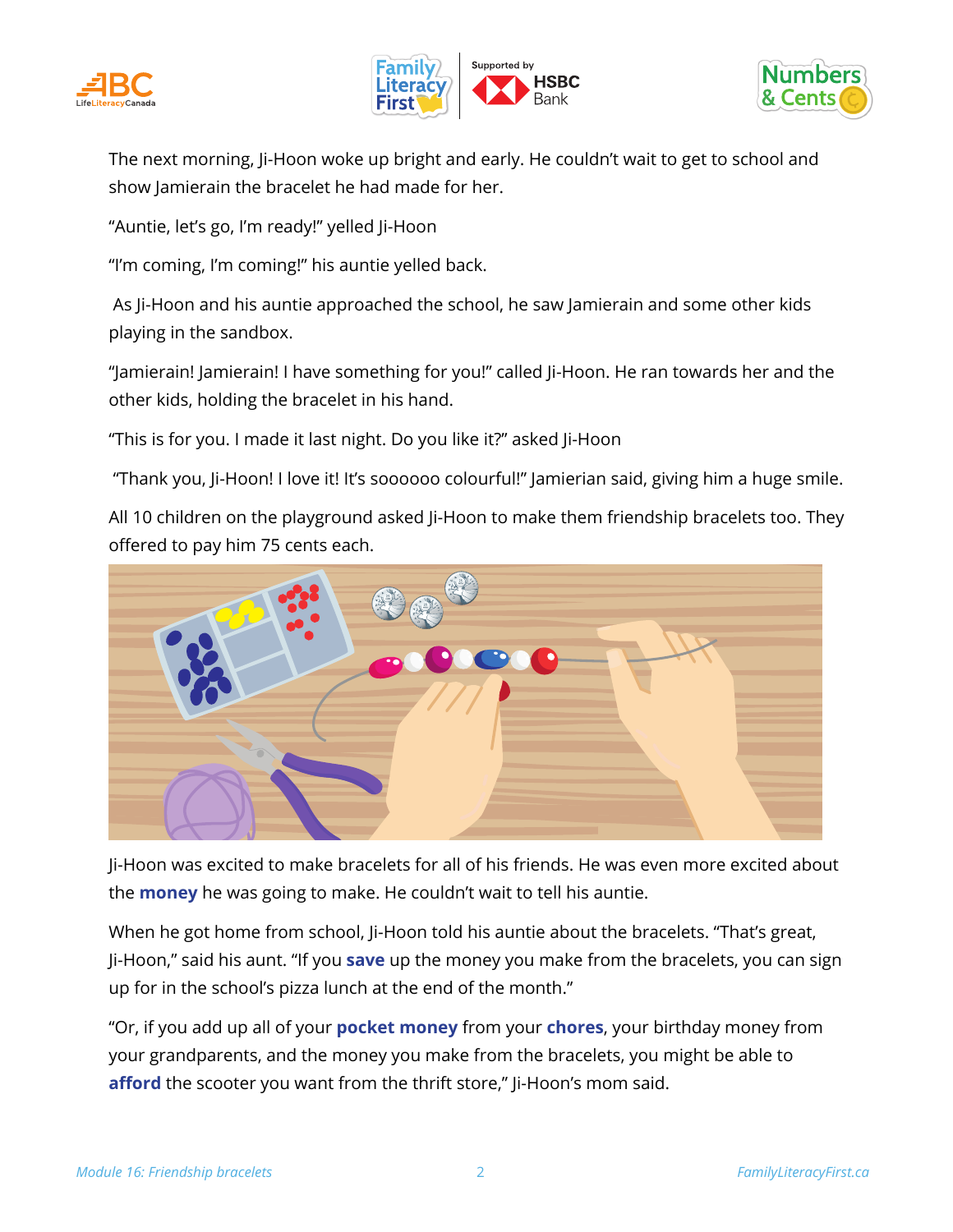The next morning, Ji-Hoon woke up bright and early. He couldn't wait to get to school and show Jamierain the bracelet he had made for her.

"Auntie, let's go, I'm ready!" yelled Ji-Hoon

"I'm coming, I'm coming!" his auntie yelled back.

As Ji-Hoon and his auntie approached the school, he saw Jamierain and some other kids playing in the sandbox.

"Jamierain! Jamierain! I have something for you!" called Ji-Hoon. He ran towards her and the other kids, holding the bracelet in his hand.

"This is for you. I made it last night. Do you like it?" asked Ji-Hoon

"Thank you, Ji-Hoon! I love it! It's soooooo colourful!" Jamierian said, giving him a huge smile.

All 10 children on the playground asked Ji-Hoon to make them friendship bracelets too. They offered to pay him 75 cents each.

Ji-Hoon was excited to make bracelets for all of his friends. He was even more excited about the **money** he was going to make. He couldn't wait to tell his auntie.

When he got home from school, Ji-Hoon told his auntie about the bracelets. "That's great, Ji-Hoon," said his aunt. "If you **save** up the money you make from the bracelets, you can sign up for in the school's pizza lunch at the end of the month."

"Or, if you add up all of your **pocket money** from your **chores**, your birthday money from your grandparents, and the money you make from the bracelets, you might be able to **afford** the scooter you want from the thrift store," Ji-Hoon's mom said.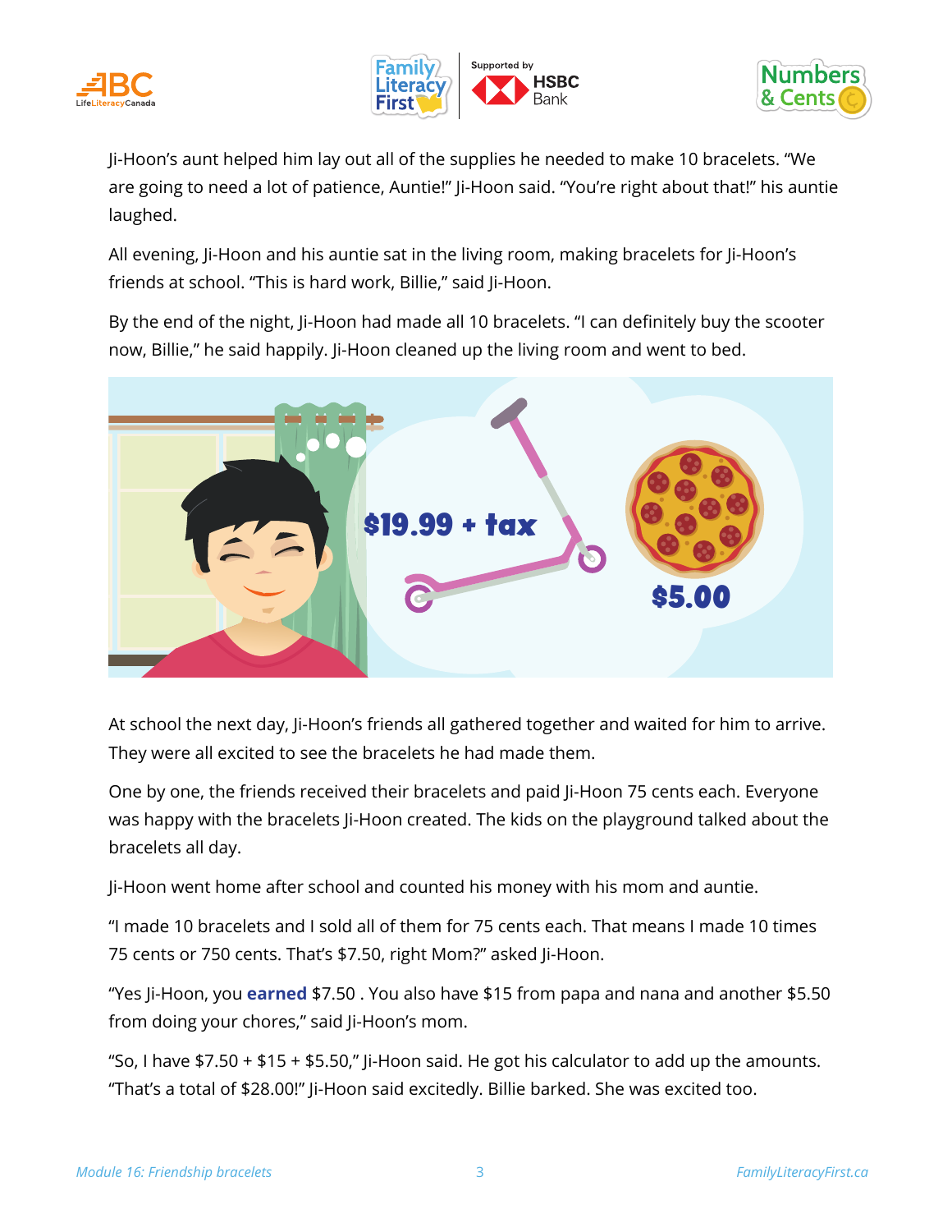Ji-Hoon's aunt helped him lay out all of the supplies he needed to make 10 bracelets. "We are going to need a lot of patience, Auntie!" Ji-Hoon said. "You're right about that!" his auntie laughed.

All evening, Ji-Hoon and his auntie sat in the living room, making bracelets for Ji-Hoon's friends at school. "This is hard work, Billie," said Ji-Hoon.

By the end of the night, Ji-Hoon had made all 10 bracelets. "I can definitely buy the scooter now, Billie," he said happily. Ji-Hoon cleaned up the living room and went to bed.

At school the next day, Ji-Hoon's friends all gathered together and waited for him to arrive. They were all excited to see the bracelets he had made them.

One by one, the friends received their bracelets and paid Ji-Hoon 75 cents each. Everyone was happy with the bracelets Ji-Hoon created. The kids on the playground talked about the bracelets all day.

Ji-Hoon went home after school and counted his money with his mom and auntie.

"I made 10 bracelets and I sold all of them for 75 cents each. That means I made 10 times 75 cents or 750 cents. That's $7.50, right Mom?" asked Ji-Hoon.

"Yes Ji-Hoon, you **earned** $7.50 . You also have $15 from papa and nana and another $5.50 from doing your chores," said Ji-Hoon's mom.

"So, I have $7.50 + $15 + $5.50," Ji-Hoon said. He got his calculator to add up the amounts. "That's a total of $28.00!" Ji-Hoon said excitedly. Billie barked. She was excited too.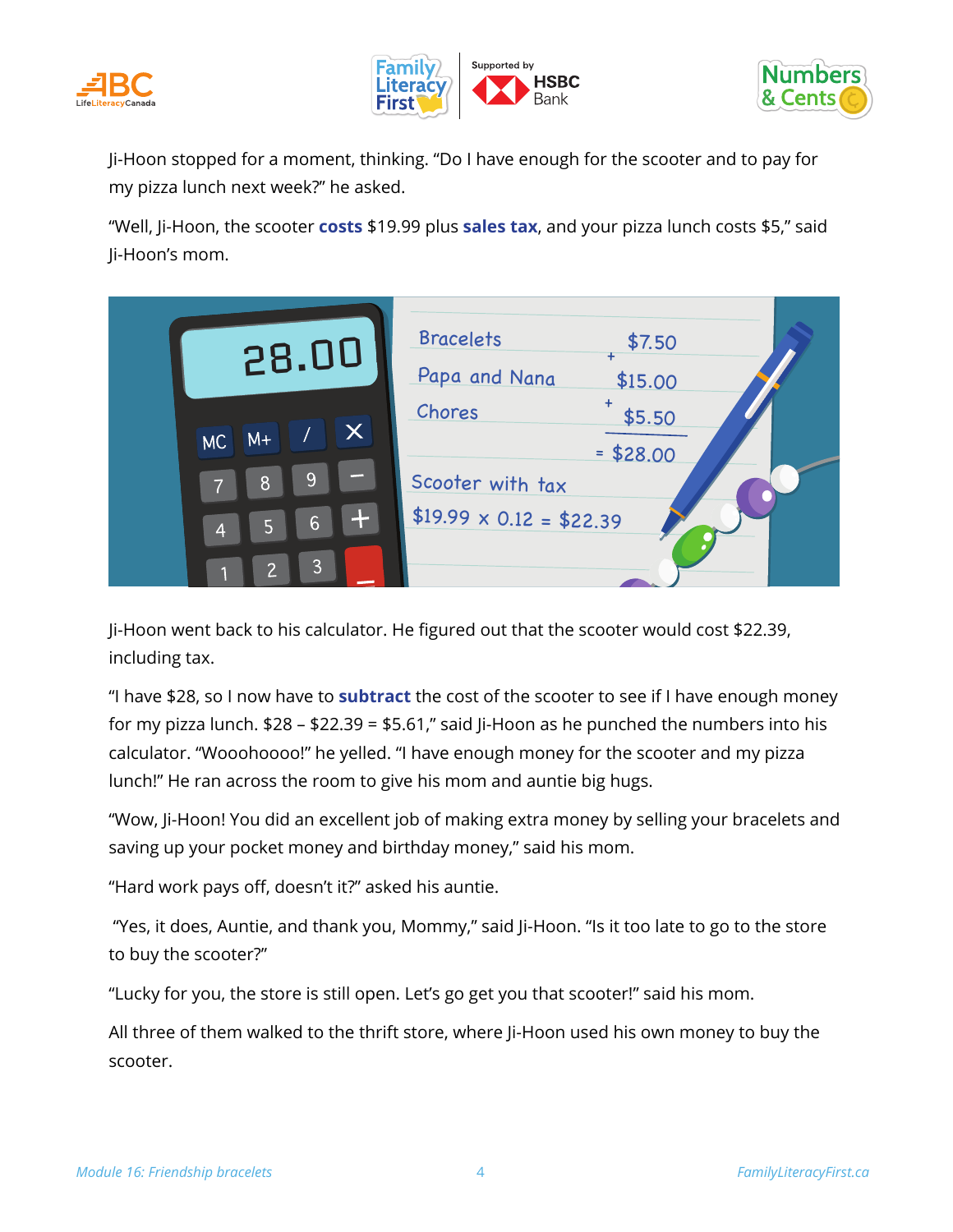Ji-Hoon stopped for a moment, thinking. "Do I have enough for the scooter and to pay for my pizza lunch next week?" he asked.

"Well, Ji-Hoon, the scooter **costs** $19.99 plus **sales tax**, and your pizza lunch costs $5," said Ji-Hoon's mom.

Ji-Hoon went back to his calculator. He figured out that the scooter would cost $22.39, including tax.

"I have $28, so I now have to **subtract** the cost of the scooter to see if I have enough money for my pizza lunch. $28 – $22.39 = $5.61," said Ji-Hoon as he punched the numbers into his calculator. "Wooohoooo!" he yelled. "I have enough money for the scooter and my pizza lunch!" He ran across the room to give his mom and auntie big hugs.

"Wow, Ji-Hoon! You did an excellent job of making extra money by selling your bracelets and saving up your pocket money and birthday money," said his mom.

"Hard work pays off, doesn't it?" asked his auntie.

"Yes, it does, Auntie, and thank you, Mommy," said Ji-Hoon. "Is it too late to go to the store to buy the scooter?"

"Lucky for you, the store is still open. Let's go get you that scooter!" said his mom.

All three of them walked to the thrift store, where Ji-Hoon used his own money to buy the scooter.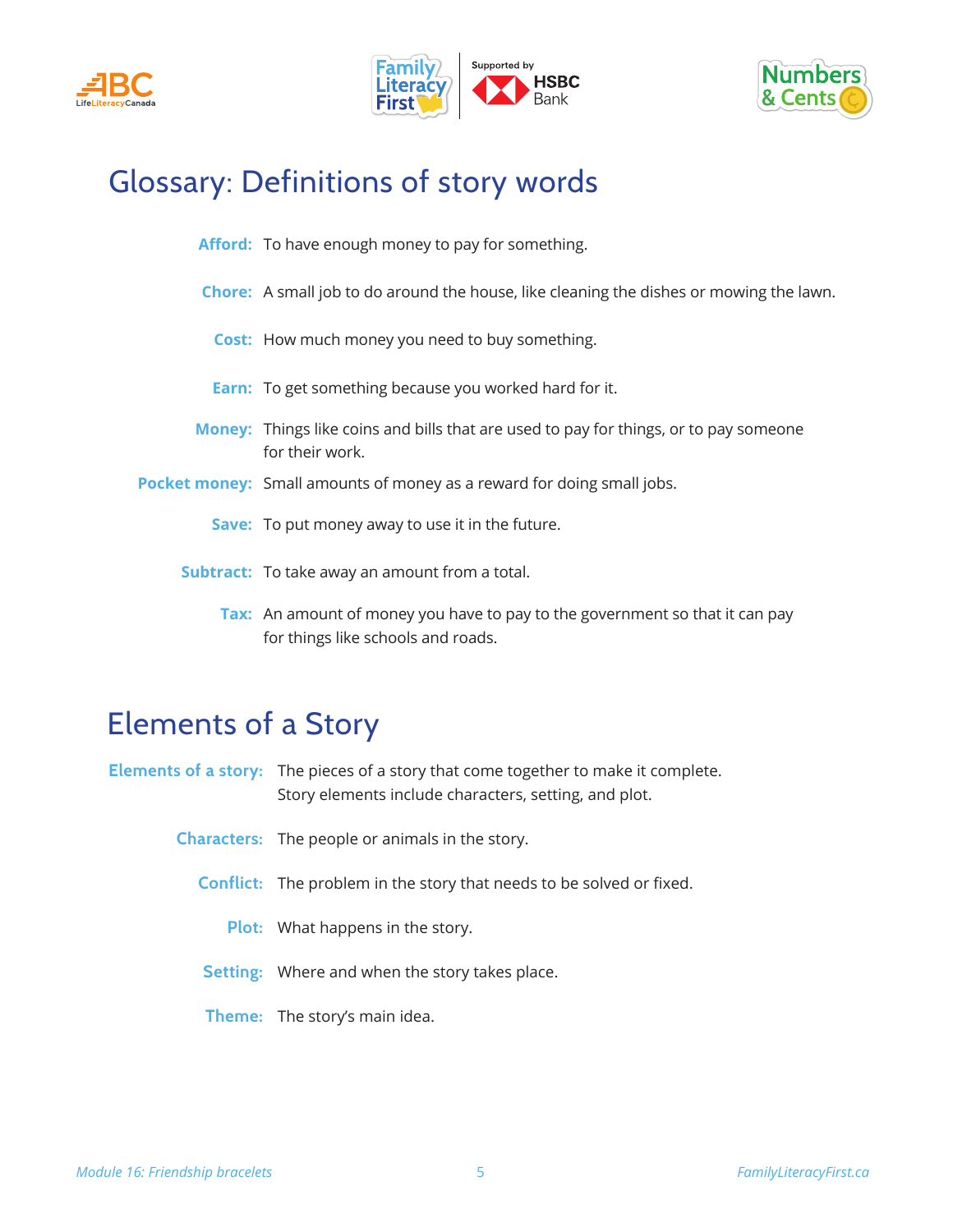# Glossary: Definitions of story words

**Afford:** To have enough money to pay for something.

**Chore:** A small job to do around the house, like cleaning the dishes or mowing the lawn.

**Cost:** How much money you need to buy something.

**Earn:** To get something because you worked hard for it.

**Money:** Things like coins and bills that are used to pay for things, or to pay someone for their work.

**Pocket money:** Small amounts of money as a reward for doing small jobs.

**Save:** To put money away to use it in the future.

**Subtract:** To take away an amount from a total.

**Tax:** An amount of money you have to pay to the government so that it can pay for things like schools and roads.

# Elements of a Story

**Elements of a story:** The pieces of a story that come together to make it complete. Story elements include characters, setting, and plot.

**Characters:** The people or animals in the story.

**Conflict:** The problem in the story that needs to be solved or fixed.

**Plot:** What happens in the story.

**Setting:** Where and when the story takes place.

**Theme:** The story's main idea.